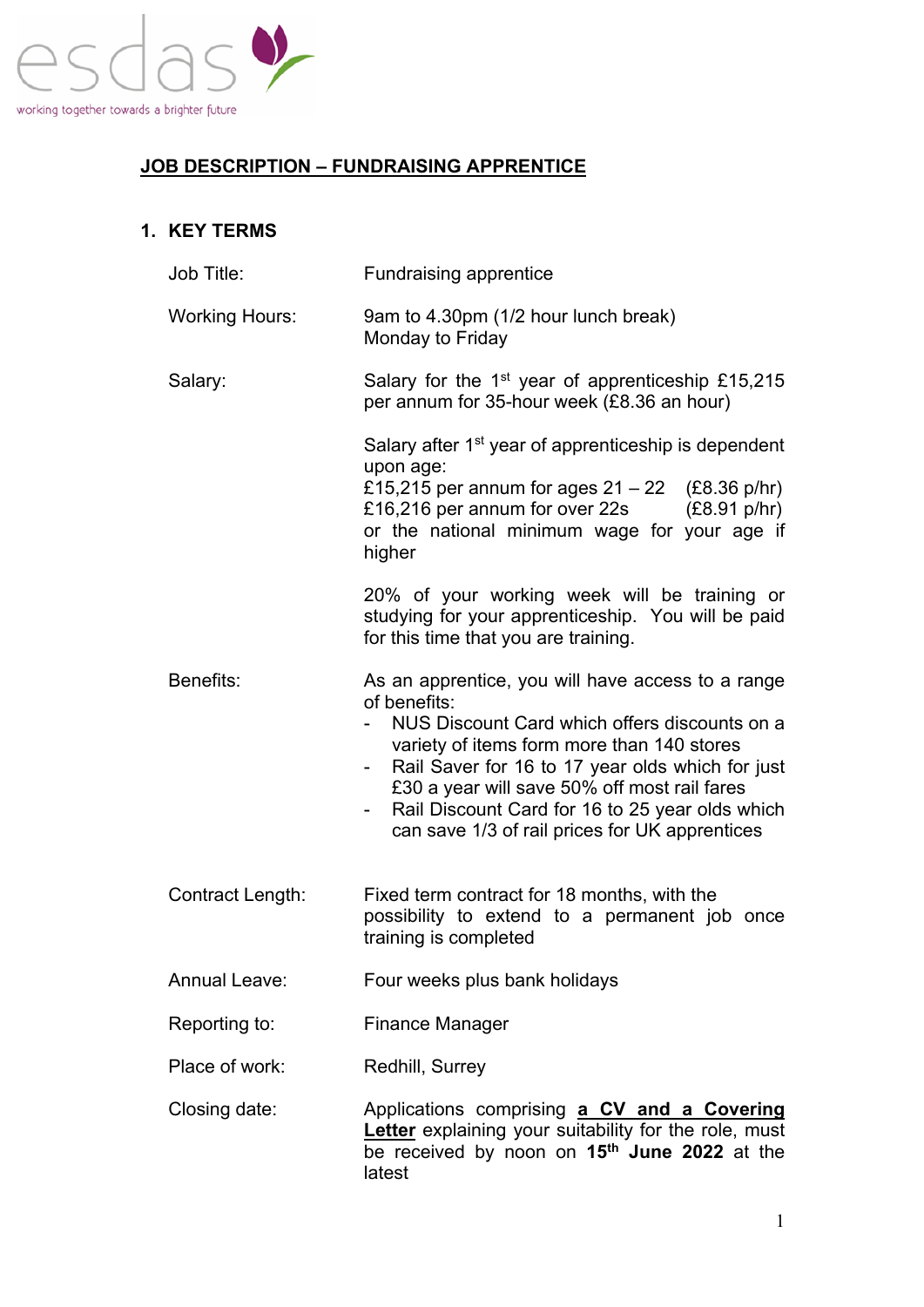esdas

working together towards a brighter future

# JOB DESCRIPTION – FUNDRAISING APPRENTICE

## 1. KEY TERMS

| | |
|---|---|
| Job Title: | Fundraising apprentice |
| Working Hours: | 9am to 4.30pm (1/2 hour lunch break)<br>Monday to Friday |
| Salary: | Salary for the 1st year of apprenticeship £15,215 per annum for 35-hour week (£8.36 an hour)<br><br>Salary after 1st year of apprenticeship is dependent upon age:<br>£15,215 per annum for ages 21 – 22 (£8.36 p/hr)<br>£16,216 per annum for over 22s (£8.91 p/hr)<br>or the national minimum wage for your age if higher<br><br>20% of your working week will be training or studying for your apprenticeship. You will be paid for this time that you are training. |
| Benefits: | As an apprentice, you will have access to a range of benefits:<br>- NUS Discount Card which offers discounts on a variety of items form more than 140 stores<br>- Rail Saver for 16 to 17 year olds which for just £30 a year will save 50% off most rail fares<br>- Rail Discount Card for 16 to 25 year olds which can save 1/3 of rail prices for UK apprentices |
| Contract Length: | Fixed term contract for 18 months, with the possibility to extend to a permanent job once training is completed |
| Annual Leave: | Four weeks plus bank holidays |
| Reporting to: | Finance Manager |
| Place of work: | Redhill, Surrey |
| Closing date: | Applications comprising **a CV and a Covering Letter** explaining your suitability for the role, must be received by noon on **15th June 2022** at the latest |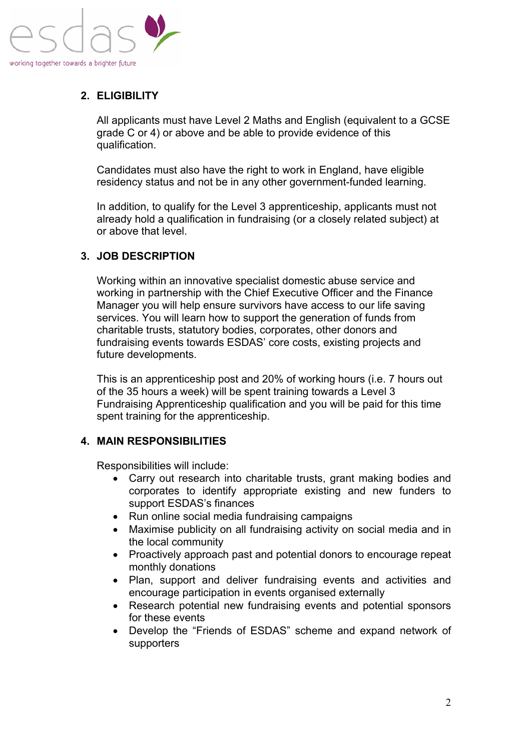## 2. ELIGIBILITY

All applicants must have Level 2 Maths and English (equivalent to a GCSE grade C or 4) or above and be able to provide evidence of this qualification.

Candidates must also have the right to work in England, have eligible residency status and not be in any other government-funded learning.

In addition, to qualify for the Level 3 apprenticeship, applicants must not already hold a qualification in fundraising (or a closely related subject) at or above that level.

## 3. JOB DESCRIPTION

Working within an innovative specialist domestic abuse service and working in partnership with the Chief Executive Officer and the Finance Manager you will help ensure survivors have access to our life saving services. You will learn how to support the generation of funds from charitable trusts, statutory bodies, corporates, other donors and fundraising events towards ESDAS' core costs, existing projects and future developments.

This is an apprenticeship post and 20% of working hours (i.e. 7 hours out of the 35 hours a week) will be spent training towards a Level 3 Fundraising Apprenticeship qualification and you will be paid for this time spent training for the apprenticeship.

## 4. MAIN RESPONSIBILITIES

Responsibilities will include:

- Carry out research into charitable trusts, grant making bodies and corporates to identify appropriate existing and new funders to support ESDAS's finances
- Run online social media fundraising campaigns
- Maximise publicity on all fundraising activity on social media and in the local community
- Proactively approach past and potential donors to encourage repeat monthly donations
- Plan, support and deliver fundraising events and activities and encourage participation in events organised externally
- Research potential new fundraising events and potential sponsors for these events
- Develop the "Friends of ESDAS" scheme and expand network of supporters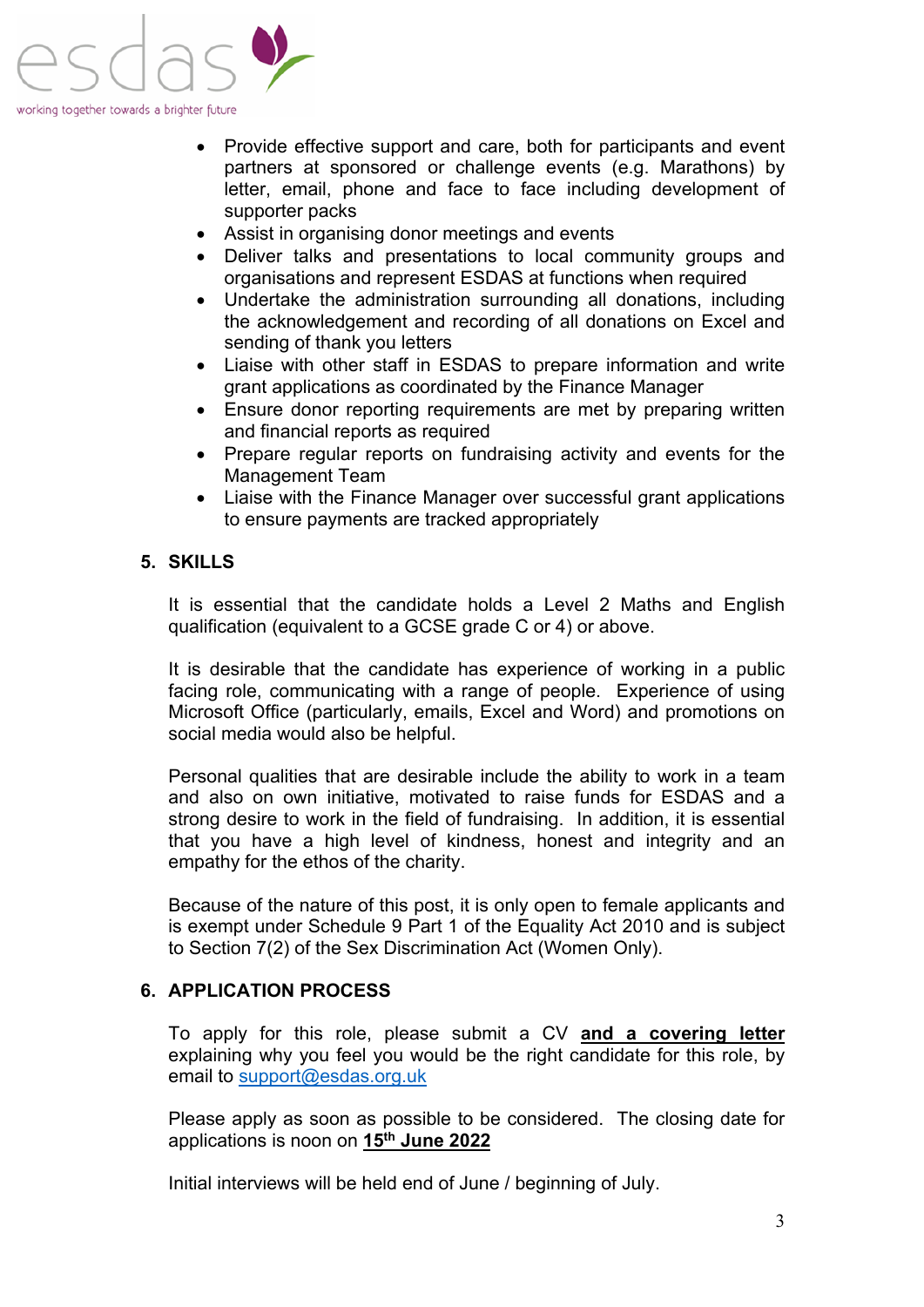- Provide effective support and care, both for participants and event partners at sponsored or challenge events (e.g. Marathons) by letter, email, phone and face to face including development of supporter packs
- Assist in organising donor meetings and events
- Deliver talks and presentations to local community groups and organisations and represent ESDAS at functions when required
- Undertake the administration surrounding all donations, including the acknowledgement and recording of all donations on Excel and sending of thank you letters
- Liaise with other staff in ESDAS to prepare information and write grant applications as coordinated by the Finance Manager
- Ensure donor reporting requirements are met by preparing written and financial reports as required
- Prepare regular reports on fundraising activity and events for the Management Team
- Liaise with the Finance Manager over successful grant applications to ensure payments are tracked appropriately

## 5. SKILLS

It is essential that the candidate holds a Level 2 Maths and English qualification (equivalent to a GCSE grade C or 4) or above.

It is desirable that the candidate has experience of working in a public facing role, communicating with a range of people. Experience of using Microsoft Office (particularly, emails, Excel and Word) and promotions on social media would also be helpful.

Personal qualities that are desirable include the ability to work in a team and also on own initiative, motivated to raise funds for ESDAS and a strong desire to work in the field of fundraising. In addition, it is essential that you have a high level of kindness, honest and integrity and an empathy for the ethos of the charity.

Because of the nature of this post, it is only open to female applicants and is exempt under Schedule 9 Part 1 of the Equality Act 2010 and is subject to Section 7(2) of the Sex Discrimination Act (Women Only).

## 6. APPLICATION PROCESS

To apply for this role, please submit a CV **and a covering letter** explaining why you feel you would be the right candidate for this role, by email to support@esdas.org.uk

Please apply as soon as possible to be considered. The closing date for applications is noon on **15th June 2022**

Initial interviews will be held end of June / beginning of July.